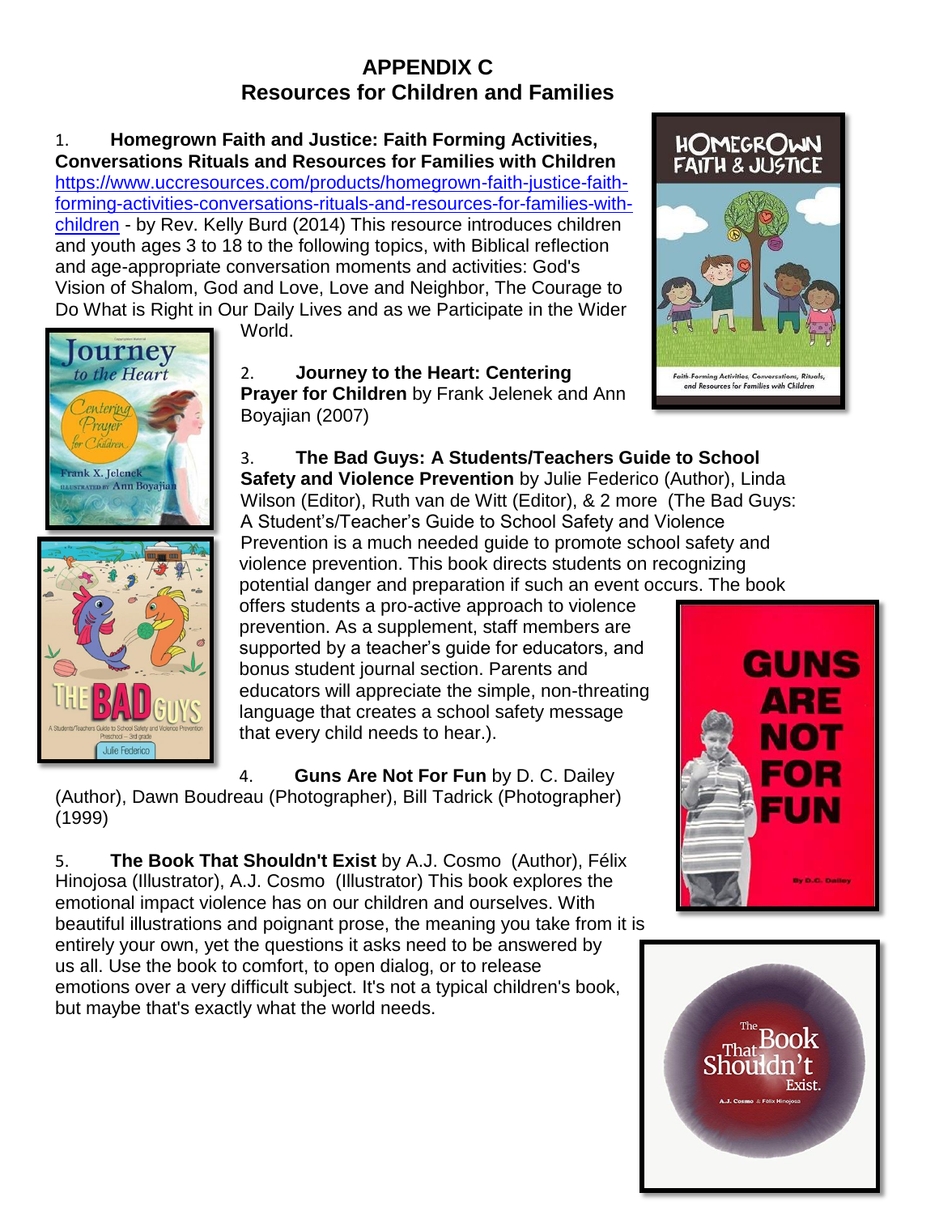# APPENDIX C
## Resources for Children and Families

1. **Homegrown Faith and Justice: Faith Forming Activities, Conversations Rituals and Resources for Families with Children** https://www.uccresources.com/products/homegrown-faith-justice-faith-forming-activities-conversations-rituals-and-resources-for-families-with-children - by Rev. Kelly Burd (2014) This resource introduces children and youth ages 3 to 18 to the following topics, with Biblical reflection and age-appropriate conversation moments and activities: God's Vision of Shalom, God and Love, Love and Neighbor, The Courage to Do What is Right in Our Daily Lives and as we Participate in the Wider World.

2. **Journey to the Heart: Centering Prayer for Children** by Frank Jelenek and Ann Boyajian (2007)

3. **The Bad Guys: A Students/Teachers Guide to School Safety and Violence Prevention** by Julie Federico (Author), Linda Wilson (Editor), Ruth van de Witt (Editor), & 2 more (The Bad Guys: A Student's/Teacher's Guide to School Safety and Violence Prevention is a much needed guide to promote school safety and violence prevention. This book directs students on recognizing potential danger and preparation if such an event occurs. The book offers students a pro-active approach to violence prevention. As a supplement, staff members are supported by a teacher's guide for educators, and bonus student journal section. Parents and educators will appreciate the simple, non-threating language that creates a school safety message that every child needs to hear.).

4. **Guns Are Not For Fun** by D. C. Dailey (Author), Dawn Boudreau (Photographer), Bill Tadrick (Photographer) (1999)

5. **The Book That Shouldn't Exist** by A.J. Cosmo (Author), Félix Hinojosa (Illustrator), A.J. Cosmo (Illustrator) This book explores the emotional impact violence has on our children and ourselves. With beautiful illustrations and poignant prose, the meaning you take from it is entirely your own, yet the questions it asks need to be answered by us all. Use the book to comfort, to open dialog, or to release emotions over a very difficult subject. It's not a typical children's book, but maybe that's exactly what the world needs.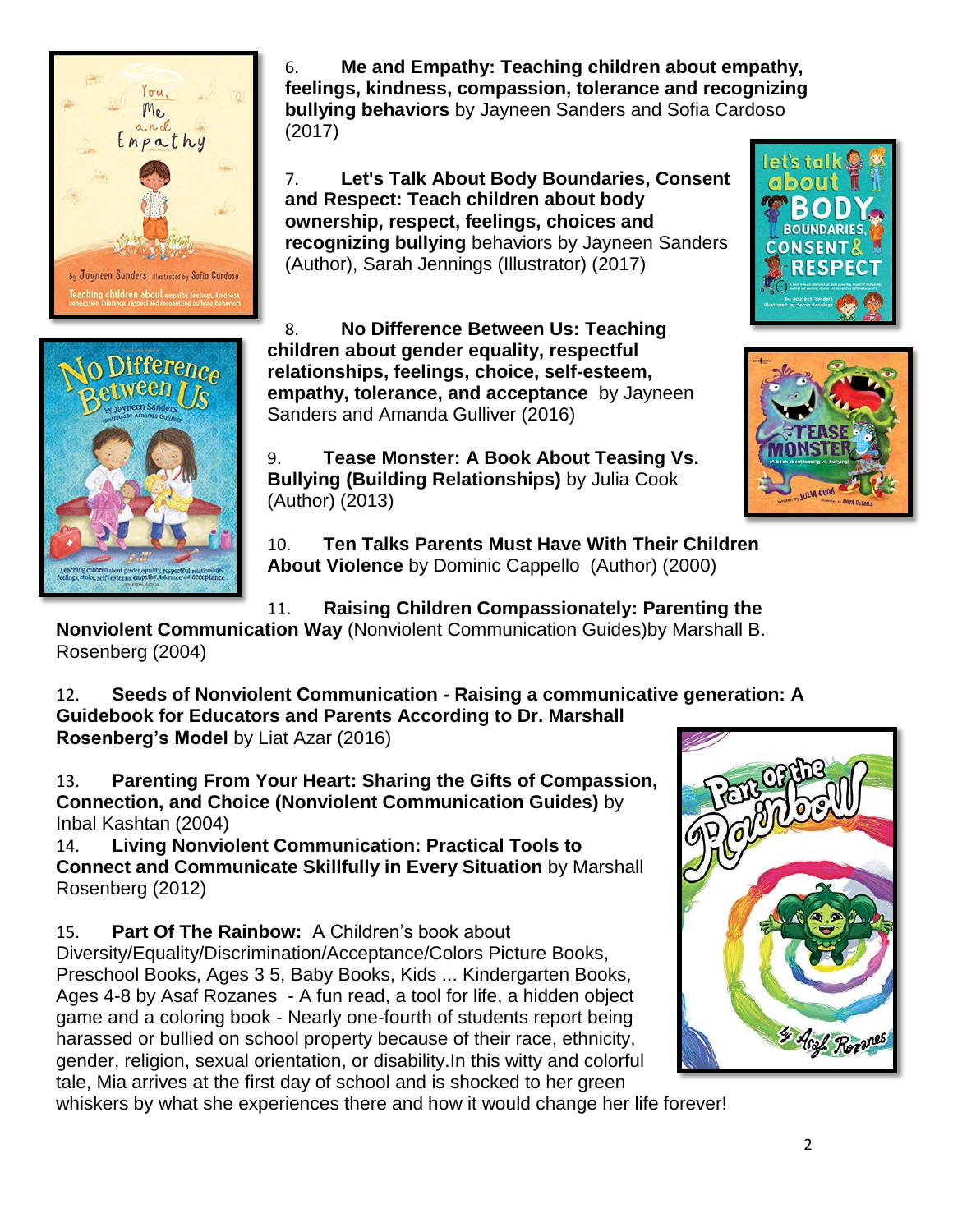6. **Me and Empathy: Teaching children about empathy, feelings, kindness, compassion, tolerance and recognizing bullying behaviors** by Jayneen Sanders and Sofia Cardoso (2017)

7. **Let's Talk About Body Boundaries, Consent and Respect: Teach children about body ownership, respect, feelings, choices and recognizing bullying** behaviors by Jayneen Sanders (Author), Sarah Jennings (Illustrator) (2017)

8. **No Difference Between Us: Teaching children about gender equality, respectful relationships, feelings, choice, self-esteem, empathy, tolerance, and acceptance** by Jayneen Sanders and Amanda Gulliver (2016)

9. **Tease Monster: A Book About Teasing Vs. Bullying (Building Relationships)** by Julia Cook (Author) (2013)

10. **Ten Talks Parents Must Have With Their Children About Violence** by Dominic Cappello (Author) (2000)

11. **Raising Children Compassionately: Parenting the Nonviolent Communication Way** (Nonviolent Communication Guides)by Marshall B. Rosenberg (2004)

12. **Seeds of Nonviolent Communication - Raising a communicative generation: A Guidebook for Educators and Parents According to Dr. Marshall Rosenberg's Model** by Liat Azar (2016)

13. **Parenting From Your Heart: Sharing the Gifts of Compassion, Connection, and Choice (Nonviolent Communication Guides)** by Inbal Kashtan (2004)

14. **Living Nonviolent Communication: Practical Tools to Connect and Communicate Skillfully in Every Situation** by Marshall Rosenberg (2012)

15. **Part Of The Rainbow:** A Children's book about Diversity/Equality/Discrimination/Acceptance/Colors Picture Books, Preschool Books, Ages 3 5, Baby Books, Kids ... Kindergarten Books, Ages 4-8 by Asaf Rozanes - A fun read, a tool for life, a hidden object game and a coloring book - Nearly one-fourth of students report being harassed or bullied on school property because of their race, ethnicity, gender, religion, sexual orientation, or disability.In this witty and colorful tale, Mia arrives at the first day of school and is shocked to her green whiskers by what she experiences there and how it would change her life forever!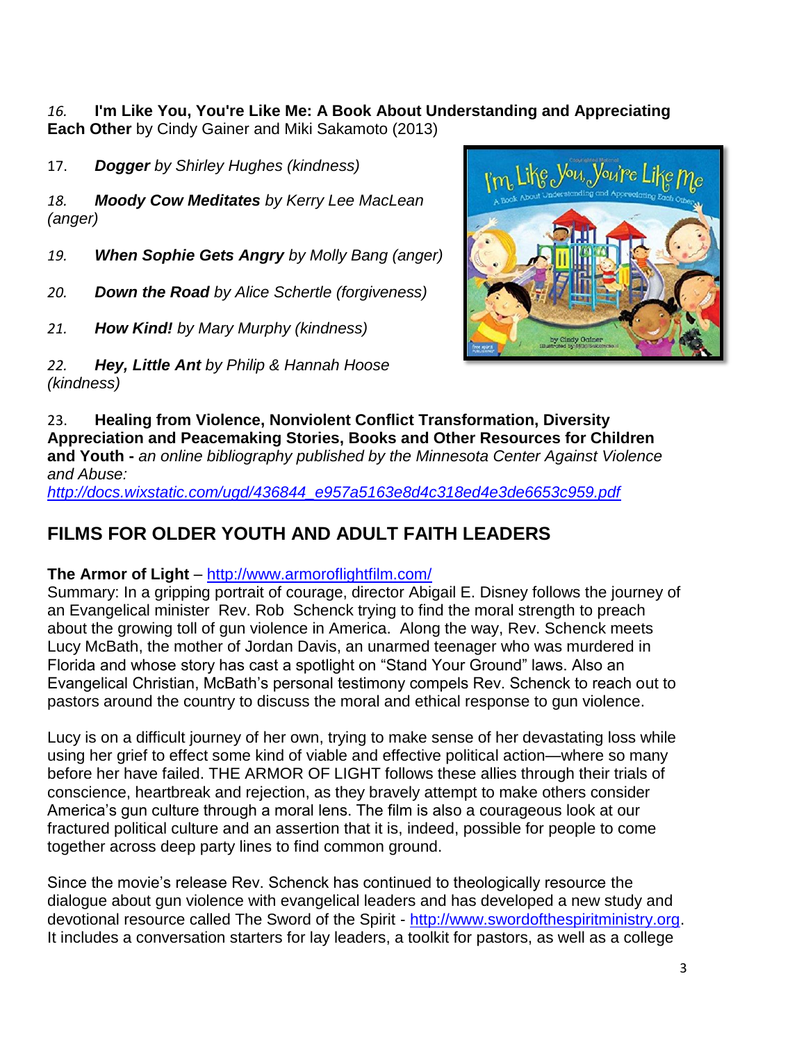*16.* **I'm Like You, You're Like Me: A Book About Understanding and Appreciating Each Other** by Cindy Gainer and Miki Sakamoto (2013)

17. ***Dogger*** *by Shirley Hughes (kindness)*

*18.* ***Moody Cow Meditates*** *by Kerry Lee MacLean (anger)*

*19.* ***When Sophie Gets Angry*** *by Molly Bang (anger)*

*20.* ***Down the Road*** *by Alice Schertle (forgiveness)*

*21.* ***How Kind!*** *by Mary Murphy (kindness)*

*22.* ***Hey, Little Ant*** *by Philip & Hannah Hoose (kindness)*

23. **Healing from Violence, Nonviolent Conflict Transformation, Diversity Appreciation and Peacemaking Stories, Books and Other Resources for Children and Youth -** *an online bibliography published by the Minnesota Center Against Violence and Abuse:*
*http://docs.wixstatic.com/ugd/436844_e957a5163e8d4c318ed4e3de6653c959.pdf*

## FILMS FOR OLDER YOUTH AND ADULT FAITH LEADERS

**The Armor of Light** – http://www.armoroflightfilm.com/
Summary: In a gripping portrait of courage, director Abigail E. Disney follows the journey of an Evangelical minister Rev. Rob Schenck trying to find the moral strength to preach about the growing toll of gun violence in America. Along the way, Rev. Schenck meets Lucy McBath, the mother of Jordan Davis, an unarmed teenager who was murdered in Florida and whose story has cast a spotlight on "Stand Your Ground" laws. Also an Evangelical Christian, McBath's personal testimony compels Rev. Schenck to reach out to pastors around the country to discuss the moral and ethical response to gun violence.

Lucy is on a difficult journey of her own, trying to make sense of her devastating loss while using her grief to effect some kind of viable and effective political action—where so many before her have failed. THE ARMOR OF LIGHT follows these allies through their trials of conscience, heartbreak and rejection, as they bravely attempt to make others consider America's gun culture through a moral lens. The film is also a courageous look at our fractured political culture and an assertion that it is, indeed, possible for people to come together across deep party lines to find common ground.

Since the movie's release Rev. Schenck has continued to theologically resource the dialogue about gun violence with evangelical leaders and has developed a new study and devotional resource called The Sword of the Spirit - http://www.swordofthespiritministry.org. It includes a conversation starters for lay leaders, a toolkit for pastors, as well as a college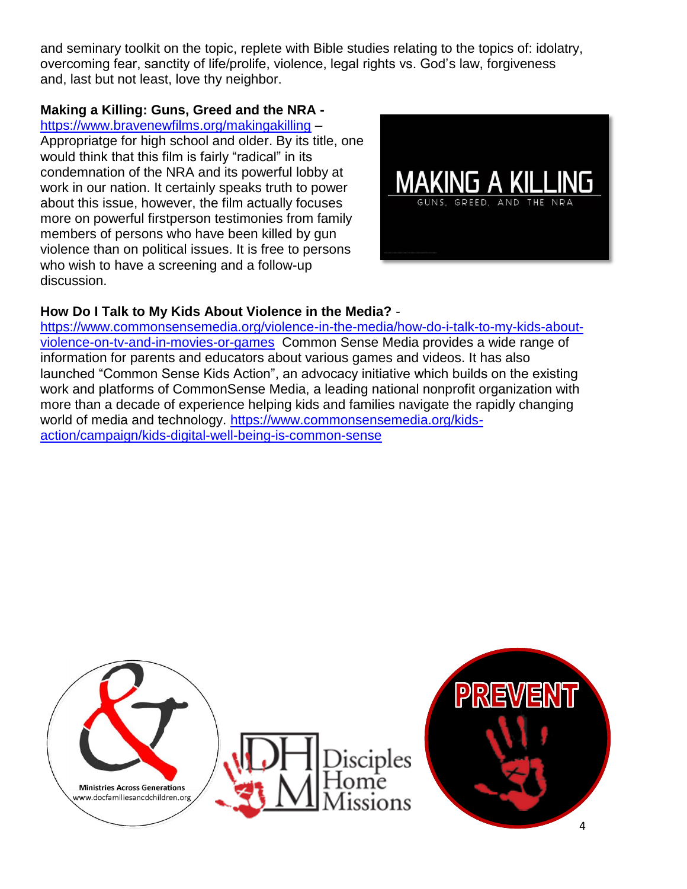and seminary toolkit on the topic, replete with Bible studies relating to the topics of: idolatry, overcoming fear, sanctity of life/prolife, violence, legal rights vs. God's law, forgiveness and, last but not least, love thy neighbor.

**Making a Killing: Guns, Greed and the NRA -**
https://www.bravenewfilms.org/makingakilling – Appropriatge for high school and older. By its title, one would think that this film is fairly "radical" in its condemnation of the NRA and its powerful lobby at work in our nation. It certainly speaks truth to power about this issue, however, the film actually focuses more on powerful firstperson testimonies from family members of persons who have been killed by gun violence than on political issues. It is free to persons who wish to have a screening and a follow-up discussion.

**How Do I Talk to My Kids About Violence in the Media?** - https://www.commonsensemedia.org/violence-in-the-media/how-do-i-talk-to-my-kids-about-violence-on-tv-and-in-movies-or-games Common Sense Media provides a wide range of information for parents and educators about various games and videos. It has also launched "Common Sense Kids Action", an advocacy initiative which builds on the existing work and platforms of CommonSense Media, a leading national nonprofit organization with more than a decade of experience helping kids and families navigate the rapidly changing world of media and technology. https://www.commonsensemedia.org/kids-action/campaign/kids-digital-well-being-is-common-sense